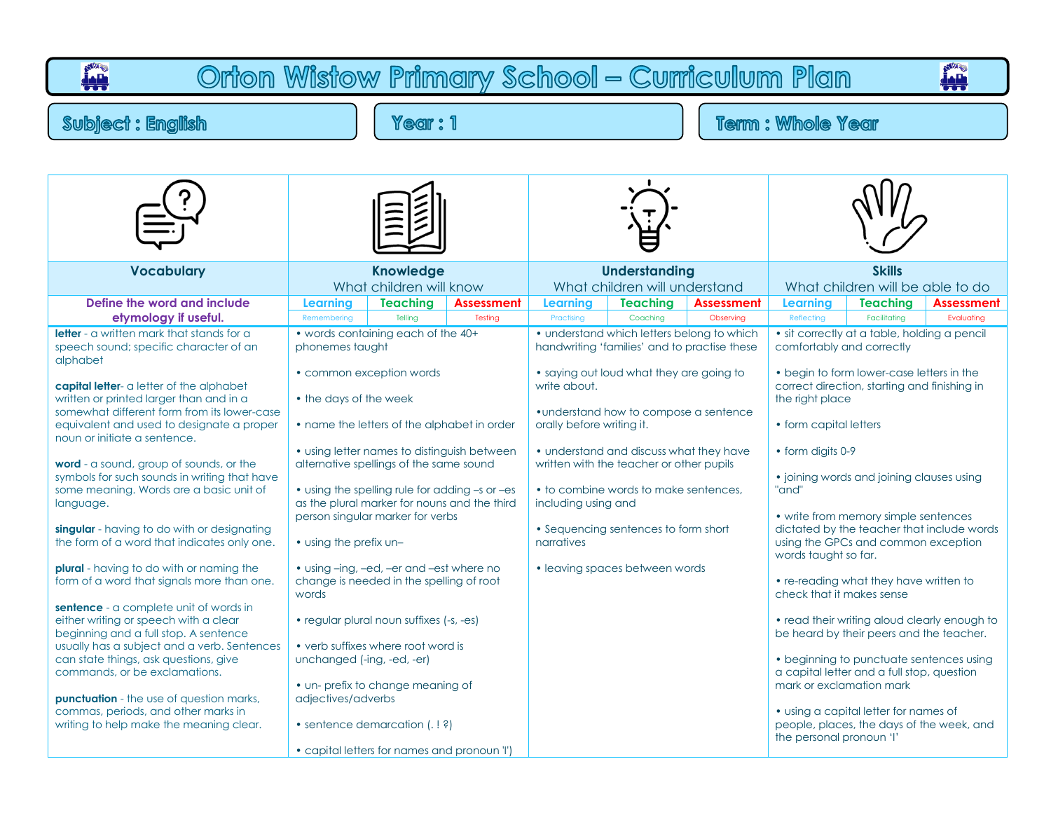# Orton Wistow Primary School – Curriculum Plan

**Subject : English** | **Year : 1** | **Term : Whole Year**

| Vocabulary | Knowledge | Understanding | Skills |
|---|---|---|---|
| | What children will know | What children will understand | What children will be able to do |
| **Define the word and include etymology if useful.** | Learning (Remembering) · Teaching (Telling) · Assessment (Testing) | Learning (Practising) · Teaching (Coaching) · Assessment (Observing) | Learning (Reflecting) · Teaching (Facilitating) · Assessment (Evaluating) |
| **letter** - a written mark that stands for a speech sound; specific character of an alphabet<br><br>**capital letter**- a letter of the alphabet written or printed larger than and in a somewhat different form from its lower-case equivalent and used to designate a proper noun or initiate a sentence.<br><br>**word** - a sound, group of sounds, or the symbols for such sounds in writing that have some meaning. Words are a basic unit of language.<br><br>**singular** - having to do with or designating the form of a word that indicates only one.<br><br>**plural** - having to do with or naming the form of a word that signals more than one.<br><br>**sentence** - a complete unit of words in either writing or speech with a clear beginning and a full stop. A sentence usually has a subject and a verb. Sentences can state things, ask questions, give commands, or be exclamations.<br><br>**punctuation** - the use of question marks, commas, periods, and other marks in writing to help make the meaning clear. | • words containing each of the 40+ phonemes taught<br><br>• common exception words<br><br>• the days of the week<br><br>• name the letters of the alphabet in order<br><br>• using letter names to distinguish between alternative spellings of the same sound<br><br>• using the spelling rule for adding –s or –es as the plural marker for nouns and the third person singular marker for verbs<br><br>• using the prefix un–<br><br>• using –ing, –ed, –er and –est where no change is needed in the spelling of root words<br><br>• regular plural noun suffixes (-s, -es)<br><br>• verb suffixes where root word is unchanged (-ing, -ed, -er)<br><br>• un- prefix to change meaning of adjectives/adverbs<br><br>• sentence demarcation (. ! ?)<br><br>• capital letters for names and pronoun 'I') | • understand which letters belong to which handwriting 'families' and to practise these<br><br>• saying out loud what they are going to write about.<br><br>•understand how to compose a sentence orally before writing it.<br><br>• understand and discuss what they have written with the teacher or other pupils<br><br>• to combine words to make sentences, including using and<br><br>• Sequencing sentences to form short narratives<br><br>• leaving spaces between words | • sit correctly at a table, holding a pencil comfortably and correctly<br><br>• begin to form lower-case letters in the correct direction, starting and finishing in the right place<br><br>• form capital letters<br><br>• form digits 0-9<br><br>• joining words and joining clauses using "and"<br><br>• write from memory simple sentences dictated by the teacher that include words using the GPCs and common exception words taught so far.<br><br>• re-reading what they have written to check that it makes sense<br><br>• read their writing aloud clearly enough to be heard by their peers and the teacher.<br><br>• beginning to punctuate sentences using a capital letter and a full stop, question mark or exclamation mark<br><br>• using a capital letter for names of people, places, the days of the week, and the personal pronoun 'I' |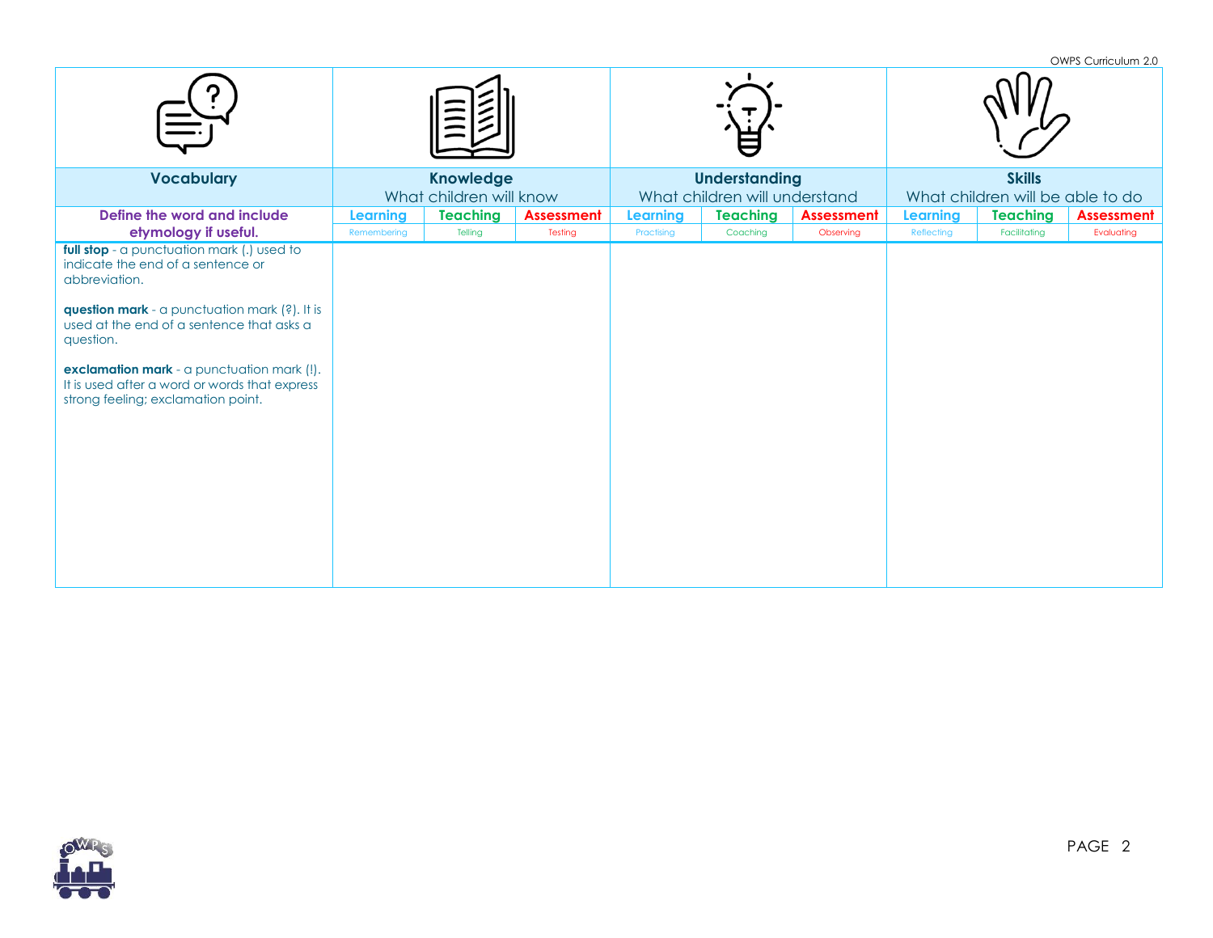| Vocabulary | Knowledge<br>What children will know | | | Understanding<br>What children will understand | | | Skills<br>What children will be able to do | | |
|---|---|---|---|---|---|---|---|---|---|
| Define the word and include etymology if useful. | Learning | Teaching | Assessment | Learning | Teaching | Assessment | Learning | Teaching | Assessment |
| | Remembering | Telling | Testing | Practising | Coaching | Observing | Reflecting | Facilitating | Evaluating |
| **full stop** - a punctuation mark (.) used to indicate the end of a sentence or abbreviation.<br><br>**question mark** - a punctuation mark (?). It is used at the end of a sentence that asks a question.<br><br>**exclamation mark** - a punctuation mark (!). It is used after a word or words that express strong feeling; exclamation point. | | | | | | | | | |